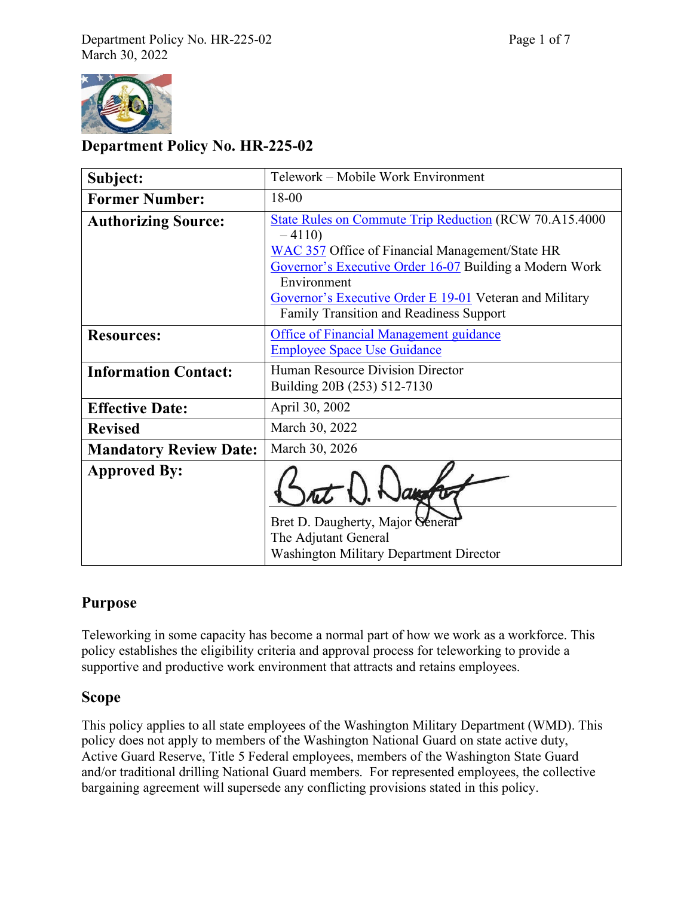# Department Policy No. HR-225-02

| **Subject:** | Telework – Mobile Work Environment |
|---|---|
| **Former Number:** | 18-00 |
| **Authorizing Source:** | State Rules on Commute Trip Reduction (RCW 70.A15.4000 – 4110)<br>WAC 357 Office of Financial Management/State HR<br>Governor's Executive Order 16-07 Building a Modern Work Environment<br>Governor's Executive Order E 19-01 Veteran and Military Family Transition and Readiness Support |
| **Resources:** | Office of Financial Management guidance<br>Employee Space Use Guidance |
| **Information Contact:** | Human Resource Division Director<br>Building 20B (253) 512-7130 |
| **Effective Date:** | April 30, 2002 |
| **Revised** | March 30, 2022 |
| **Mandatory Review Date:** | March 30, 2026 |
| **Approved By:** | Bret D. Daugherty, Major General<br>The Adjutant General<br>Washington Military Department Director |

## Purpose

Teleworking in some capacity has become a normal part of how we work as a workforce. This policy establishes the eligibility criteria and approval process for teleworking to provide a supportive and productive work environment that attracts and retains employees.

## Scope

This policy applies to all state employees of the Washington Military Department (WMD). This policy does not apply to members of the Washington National Guard on state active duty, Active Guard Reserve, Title 5 Federal employees, members of the Washington State Guard and/or traditional drilling National Guard members. For represented employees, the collective bargaining agreement will supersede any conflicting provisions stated in this policy.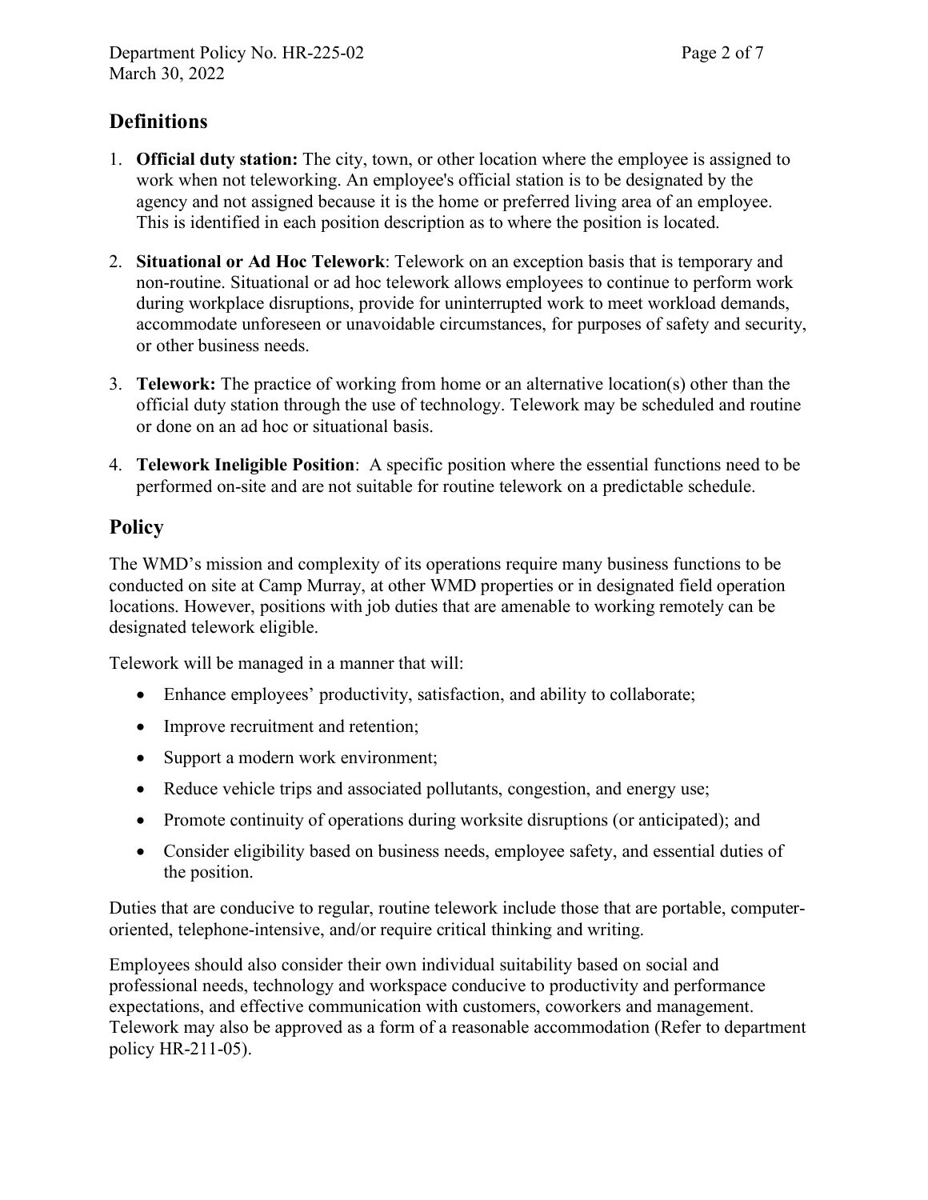## Definitions

1. **Official duty station:** The city, town, or other location where the employee is assigned to work when not teleworking. An employee's official station is to be designated by the agency and not assigned because it is the home or preferred living area of an employee. This is identified in each position description as to where the position is located.

2. **Situational or Ad Hoc Telework**: Telework on an exception basis that is temporary and non-routine. Situational or ad hoc telework allows employees to continue to perform work during workplace disruptions, provide for uninterrupted work to meet workload demands, accommodate unforeseen or unavoidable circumstances, for purposes of safety and security, or other business needs.

3. **Telework:** The practice of working from home or an alternative location(s) other than the official duty station through the use of technology. Telework may be scheduled and routine or done on an ad hoc or situational basis.

4. **Telework Ineligible Position**: A specific position where the essential functions need to be performed on-site and are not suitable for routine telework on a predictable schedule.

## Policy

The WMD's mission and complexity of its operations require many business functions to be conducted on site at Camp Murray, at other WMD properties or in designated field operation locations. However, positions with job duties that are amenable to working remotely can be designated telework eligible.

Telework will be managed in a manner that will:

- Enhance employees' productivity, satisfaction, and ability to collaborate;
- Improve recruitment and retention;
- Support a modern work environment;
- Reduce vehicle trips and associated pollutants, congestion, and energy use;
- Promote continuity of operations during worksite disruptions (or anticipated); and
- Consider eligibility based on business needs, employee safety, and essential duties of the position.

Duties that are conducive to regular, routine telework include those that are portable, computer-oriented, telephone-intensive, and/or require critical thinking and writing.

Employees should also consider their own individual suitability based on social and professional needs, technology and workspace conducive to productivity and performance expectations, and effective communication with customers, coworkers and management. Telework may also be approved as a form of a reasonable accommodation (Refer to department policy HR-211-05).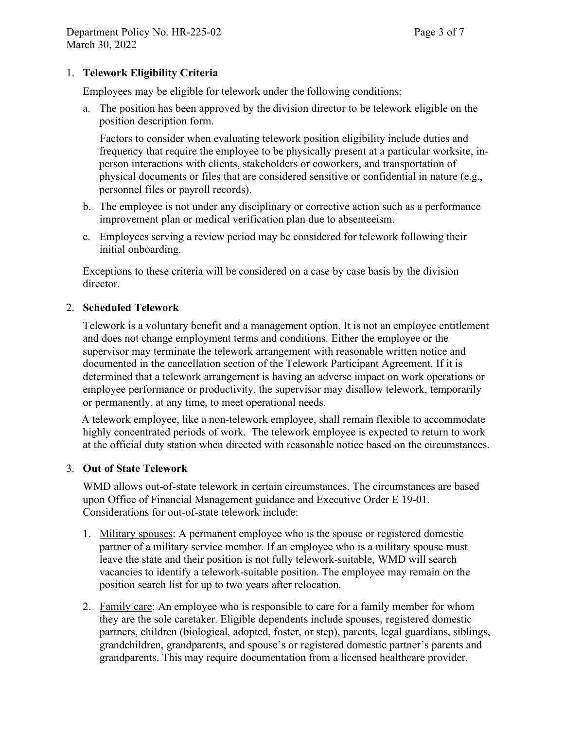1. **Telework Eligibility Criteria**

   Employees may be eligible for telework under the following conditions:

   a. The position has been approved by the division director to be telework eligible on the position description form.

      Factors to consider when evaluating telework position eligibility include duties and frequency that require the employee to be physically present at a particular worksite, in-person interactions with clients, stakeholders or coworkers, and transportation of physical documents or files that are considered sensitive or confidential in nature (e.g., personnel files or payroll records).

   b. The employee is not under any disciplinary or corrective action such as a performance improvement plan or medical verification plan due to absenteeism.

   c. Employees serving a review period may be considered for telework following their initial onboarding.

   Exceptions to these criteria will be considered on a case by case basis by the division director.

2. **Scheduled Telework**

   Telework is a voluntary benefit and a management option. It is not an employee entitlement and does not change employment terms and conditions. Either the employee or the supervisor may terminate the telework arrangement with reasonable written notice and documented in the cancellation section of the Telework Participant Agreement. If it is determined that a telework arrangement is having an adverse impact on work operations or employee performance or productivity, the supervisor may disallow telework, temporarily or permanently, at any time, to meet operational needs.

   A telework employee, like a non-telework employee, shall remain flexible to accommodate highly concentrated periods of work. The telework employee is expected to return to work at the official duty station when directed with reasonable notice based on the circumstances.

3. **Out of State Telework**

   WMD allows out-of-state telework in certain circumstances. The circumstances are based upon Office of Financial Management guidance and Executive Order E 19-01. Considerations for out-of-state telework include:

   1. Military spouses: A permanent employee who is the spouse or registered domestic partner of a military service member. If an employee who is a military spouse must leave the state and their position is not fully telework-suitable, WMD will search vacancies to identify a telework-suitable position. The employee may remain on the position search list for up to two years after relocation.

   2. Family care: An employee who is responsible to care for a family member for whom they are the sole caretaker. Eligible dependents include spouses, registered domestic partners, children (biological, adopted, foster, or step), parents, legal guardians, siblings, grandchildren, grandparents, and spouse's or registered domestic partner's parents and grandparents. This may require documentation from a licensed healthcare provider.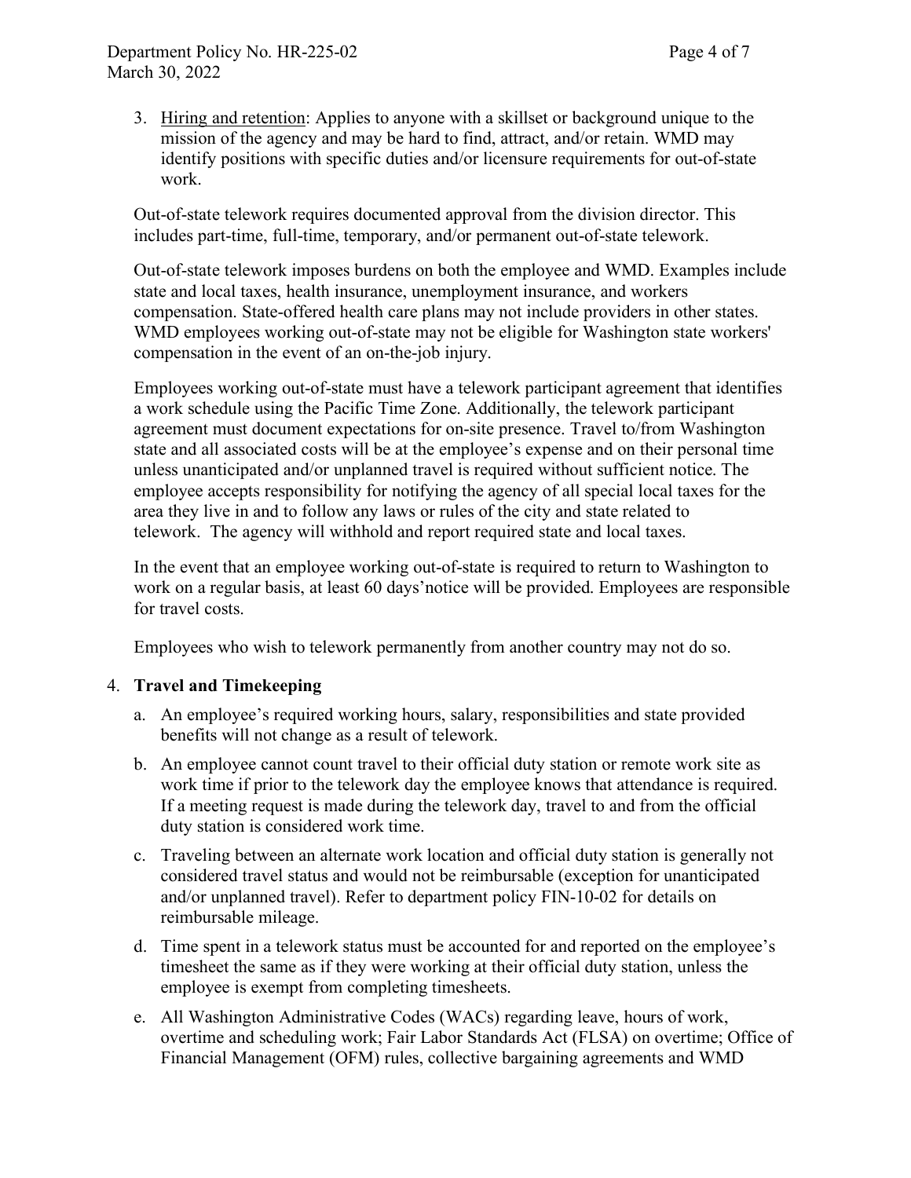3. Hiring and retention: Applies to anyone with a skillset or background unique to the mission of the agency and may be hard to find, attract, and/or retain. WMD may identify positions with specific duties and/or licensure requirements for out-of-state work.

Out-of-state telework requires documented approval from the division director. This includes part-time, full-time, temporary, and/or permanent out-of-state telework.

Out-of-state telework imposes burdens on both the employee and WMD. Examples include state and local taxes, health insurance, unemployment insurance, and workers compensation. State-offered health care plans may not include providers in other states. WMD employees working out-of-state may not be eligible for Washington state workers' compensation in the event of an on-the-job injury.

Employees working out-of-state must have a telework participant agreement that identifies a work schedule using the Pacific Time Zone. Additionally, the telework participant agreement must document expectations for on-site presence. Travel to/from Washington state and all associated costs will be at the employee's expense and on their personal time unless unanticipated and/or unplanned travel is required without sufficient notice. The employee accepts responsibility for notifying the agency of all special local taxes for the area they live in and to follow any laws or rules of the city and state related to telework. The agency will withhold and report required state and local taxes.

In the event that an employee working out-of-state is required to return to Washington to work on a regular basis, at least 60 days'notice will be provided. Employees are responsible for travel costs.

Employees who wish to telework permanently from another country may not do so.

4. **Travel and Timekeeping**

   a. An employee's required working hours, salary, responsibilities and state provided benefits will not change as a result of telework.

   b. An employee cannot count travel to their official duty station or remote work site as work time if prior to the telework day the employee knows that attendance is required. If a meeting request is made during the telework day, travel to and from the official duty station is considered work time.

   c. Traveling between an alternate work location and official duty station is generally not considered travel status and would not be reimbursable (exception for unanticipated and/or unplanned travel). Refer to department policy FIN-10-02 for details on reimbursable mileage.

   d. Time spent in a telework status must be accounted for and reported on the employee's timesheet the same as if they were working at their official duty station, unless the employee is exempt from completing timesheets.

   e. All Washington Administrative Codes (WACs) regarding leave, hours of work, overtime and scheduling work; Fair Labor Standards Act (FLSA) on overtime; Office of Financial Management (OFM) rules, collective bargaining agreements and WMD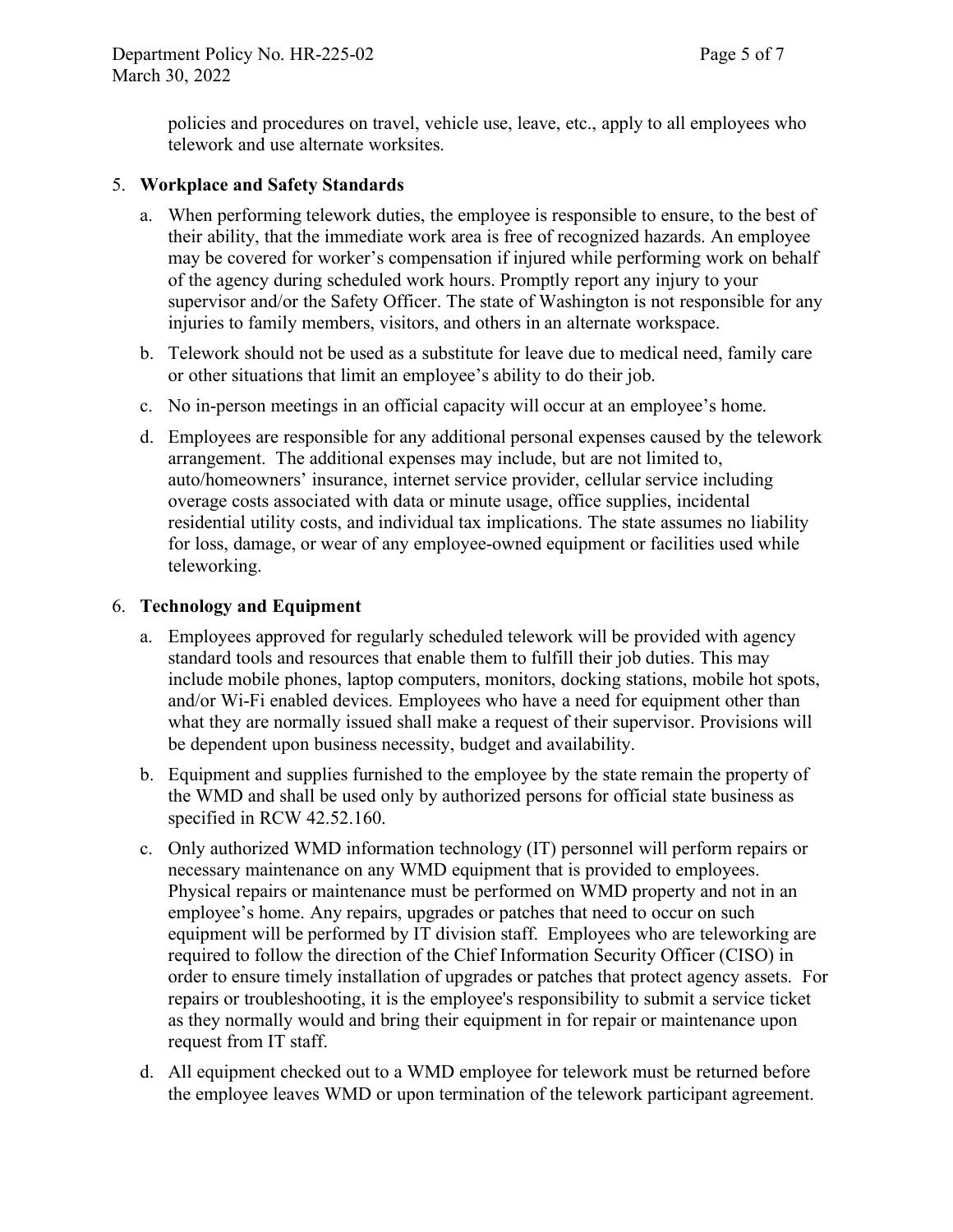policies and procedures on travel, vehicle use, leave, etc., apply to all employees who telework and use alternate worksites.

5. **Workplace and Safety Standards**

   a. When performing telework duties, the employee is responsible to ensure, to the best of their ability, that the immediate work area is free of recognized hazards. An employee may be covered for worker's compensation if injured while performing work on behalf of the agency during scheduled work hours. Promptly report any injury to your supervisor and/or the Safety Officer. The state of Washington is not responsible for any injuries to family members, visitors, and others in an alternate workspace.

   b. Telework should not be used as a substitute for leave due to medical need, family care or other situations that limit an employee's ability to do their job.

   c. No in-person meetings in an official capacity will occur at an employee's home.

   d. Employees are responsible for any additional personal expenses caused by the telework arrangement. The additional expenses may include, but are not limited to, auto/homeowners' insurance, internet service provider, cellular service including overage costs associated with data or minute usage, office supplies, incidental residential utility costs, and individual tax implications. The state assumes no liability for loss, damage, or wear of any employee-owned equipment or facilities used while teleworking.

6. **Technology and Equipment**

   a. Employees approved for regularly scheduled telework will be provided with agency standard tools and resources that enable them to fulfill their job duties. This may include mobile phones, laptop computers, monitors, docking stations, mobile hot spots, and/or Wi-Fi enabled devices. Employees who have a need for equipment other than what they are normally issued shall make a request of their supervisor. Provisions will be dependent upon business necessity, budget and availability.

   b. Equipment and supplies furnished to the employee by the state remain the property of the WMD and shall be used only by authorized persons for official state business as specified in RCW 42.52.160.

   c. Only authorized WMD information technology (IT) personnel will perform repairs or necessary maintenance on any WMD equipment that is provided to employees. Physical repairs or maintenance must be performed on WMD property and not in an employee's home. Any repairs, upgrades or patches that need to occur on such equipment will be performed by IT division staff. Employees who are teleworking are required to follow the direction of the Chief Information Security Officer (CISO) in order to ensure timely installation of upgrades or patches that protect agency assets. For repairs or troubleshooting, it is the employee's responsibility to submit a service ticket as they normally would and bring their equipment in for repair or maintenance upon request from IT staff.

   d. All equipment checked out to a WMD employee for telework must be returned before the employee leaves WMD or upon termination of the telework participant agreement.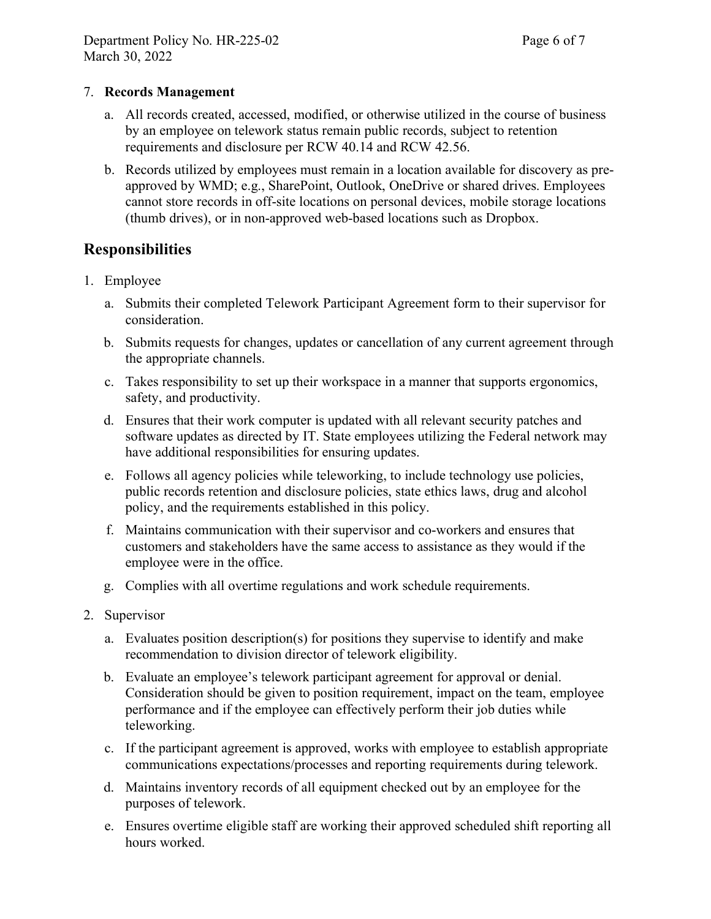7. **Records Management**

   a. All records created, accessed, modified, or otherwise utilized in the course of business by an employee on telework status remain public records, subject to retention requirements and disclosure per RCW 40.14 and RCW 42.56.

   b. Records utilized by employees must remain in a location available for discovery as pre-approved by WMD; e.g., SharePoint, Outlook, OneDrive or shared drives. Employees cannot store records in off-site locations on personal devices, mobile storage locations (thumb drives), or in non-approved web-based locations such as Dropbox.

## Responsibilities

1. Employee

   a. Submits their completed Telework Participant Agreement form to their supervisor for consideration.

   b. Submits requests for changes, updates or cancellation of any current agreement through the appropriate channels.

   c. Takes responsibility to set up their workspace in a manner that supports ergonomics, safety, and productivity.

   d. Ensures that their work computer is updated with all relevant security patches and software updates as directed by IT. State employees utilizing the Federal network may have additional responsibilities for ensuring updates.

   e. Follows all agency policies while teleworking, to include technology use policies, public records retention and disclosure policies, state ethics laws, drug and alcohol policy, and the requirements established in this policy.

   f. Maintains communication with their supervisor and co-workers and ensures that customers and stakeholders have the same access to assistance as they would if the employee were in the office.

   g. Complies with all overtime regulations and work schedule requirements.

2. Supervisor

   a. Evaluates position description(s) for positions they supervise to identify and make recommendation to division director of telework eligibility.

   b. Evaluate an employee's telework participant agreement for approval or denial. Consideration should be given to position requirement, impact on the team, employee performance and if the employee can effectively perform their job duties while teleworking.

   c. If the participant agreement is approved, works with employee to establish appropriate communications expectations/processes and reporting requirements during telework.

   d. Maintains inventory records of all equipment checked out by an employee for the purposes of telework.

   e. Ensures overtime eligible staff are working their approved scheduled shift reporting all hours worked.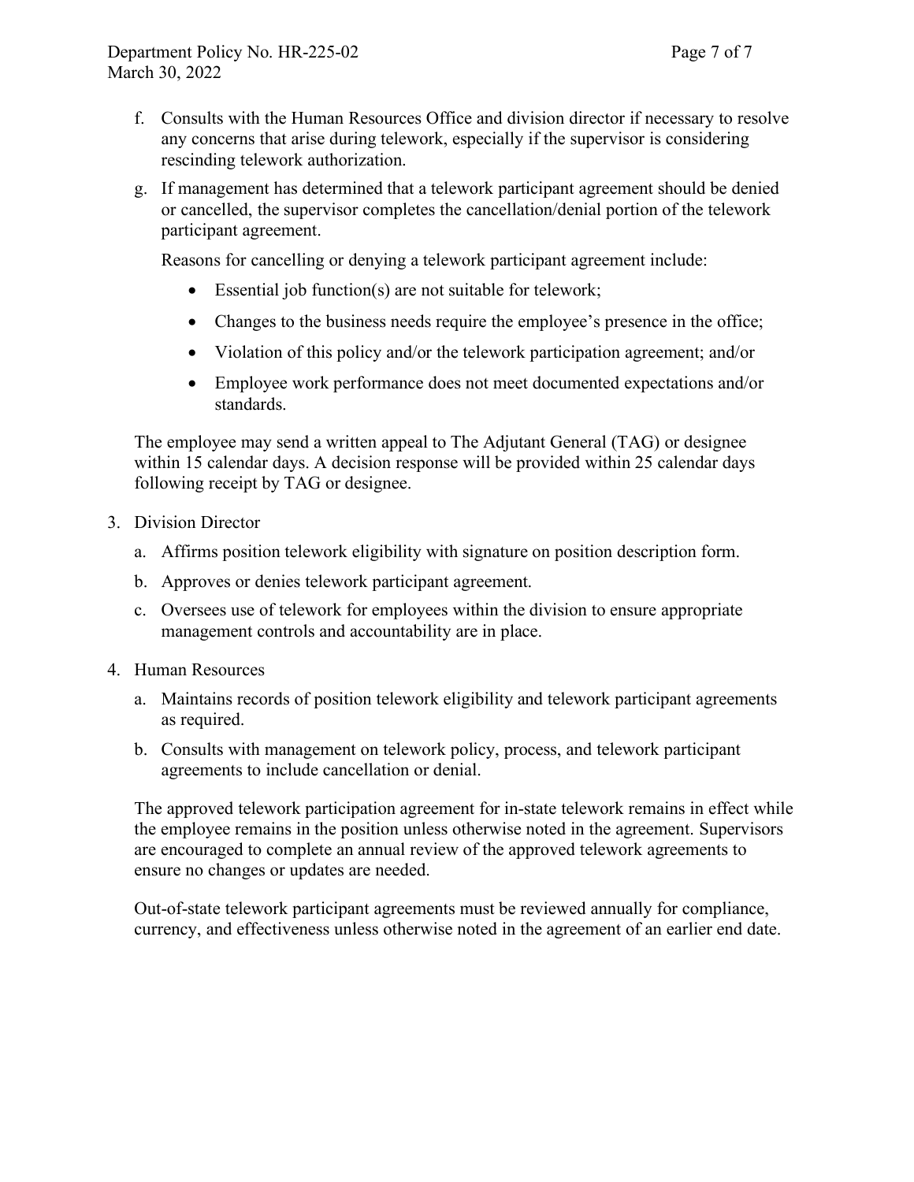f. Consults with the Human Resources Office and division director if necessary to resolve any concerns that arise during telework, especially if the supervisor is considering rescinding telework authorization.

g. If management has determined that a telework participant agreement should be denied or cancelled, the supervisor completes the cancellation/denial portion of the telework participant agreement.

   Reasons for cancelling or denying a telework participant agreement include:

   - Essential job function(s) are not suitable for telework;
   - Changes to the business needs require the employee's presence in the office;
   - Violation of this policy and/or the telework participation agreement; and/or
   - Employee work performance does not meet documented expectations and/or standards.

The employee may send a written appeal to The Adjutant General (TAG) or designee within 15 calendar days. A decision response will be provided within 25 calendar days following receipt by TAG or designee.

3. Division Director

   a. Affirms position telework eligibility with signature on position description form.

   b. Approves or denies telework participant agreement.

   c. Oversees use of telework for employees within the division to ensure appropriate management controls and accountability are in place.

4. Human Resources

   a. Maintains records of position telework eligibility and telework participant agreements as required.

   b. Consults with management on telework policy, process, and telework participant agreements to include cancellation or denial.

The approved telework participation agreement for in-state telework remains in effect while the employee remains in the position unless otherwise noted in the agreement. Supervisors are encouraged to complete an annual review of the approved telework agreements to ensure no changes or updates are needed.

Out-of-state telework participant agreements must be reviewed annually for compliance, currency, and effectiveness unless otherwise noted in the agreement of an earlier end date.